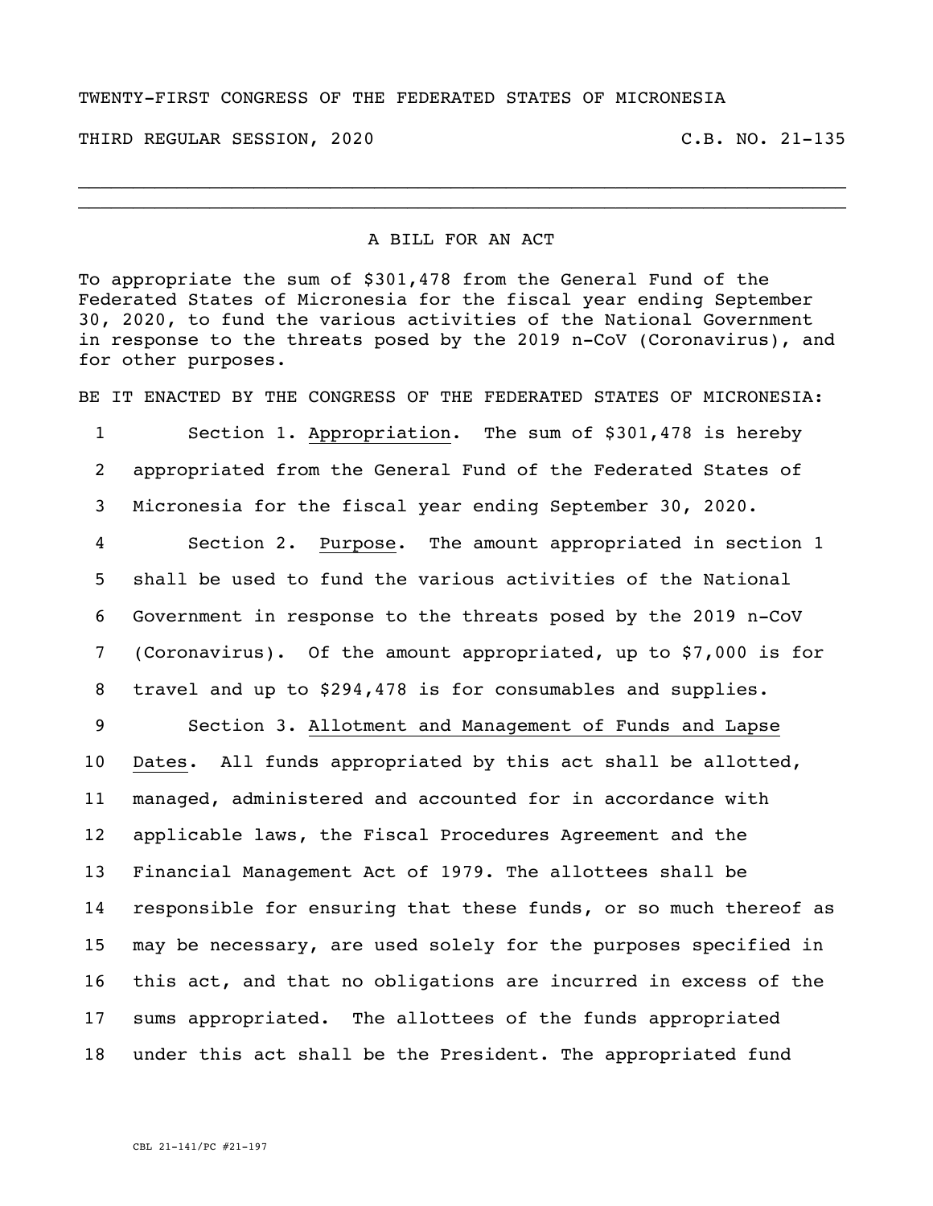TWENTY-FIRST CONGRESS OF THE FEDERATED STATES OF MICRONESIA

THIRD REGULAR SESSION, 2020 C.B. NO. 21-135

---

A BILL FOR AN ACT

To appropriate the sum of $301,478 from the General Fund of the Federated States of Micronesia for the fiscal year ending September 30, 2020, to fund the various activities of the National Government in response to the threats posed by the 2019 n-CoV (Coronavirus), and for other purposes.

BE IT ENACTED BY THE CONGRESS OF THE FEDERATED STATES OF MICRONESIA:

1 Section 1. Appropriation. The sum of $301,478 is hereby
2 appropriated from the General Fund of the Federated States of
3 Micronesia for the fiscal year ending September 30, 2020.
4 Section 2. Purpose. The amount appropriated in section 1
5 shall be used to fund the various activities of the National
6 Government in response to the threats posed by the 2019 n-CoV
7 (Coronavirus). Of the amount appropriated, up to $7,000 is for
8 travel and up to $294,478 is for consumables and supplies.
9 Section 3. Allotment and Management of Funds and Lapse
10 Dates. All funds appropriated by this act shall be allotted,
11 managed, administered and accounted for in accordance with
12 applicable laws, the Fiscal Procedures Agreement and the
13 Financial Management Act of 1979. The allottees shall be
14 responsible for ensuring that these funds, or so much thereof as
15 may be necessary, are used solely for the purposes specified in
16 this act, and that no obligations are incurred in excess of the
17 sums appropriated. The allottees of the funds appropriated
18 under this act shall be the President. The appropriated fund

CBL 21-141/PC #21-197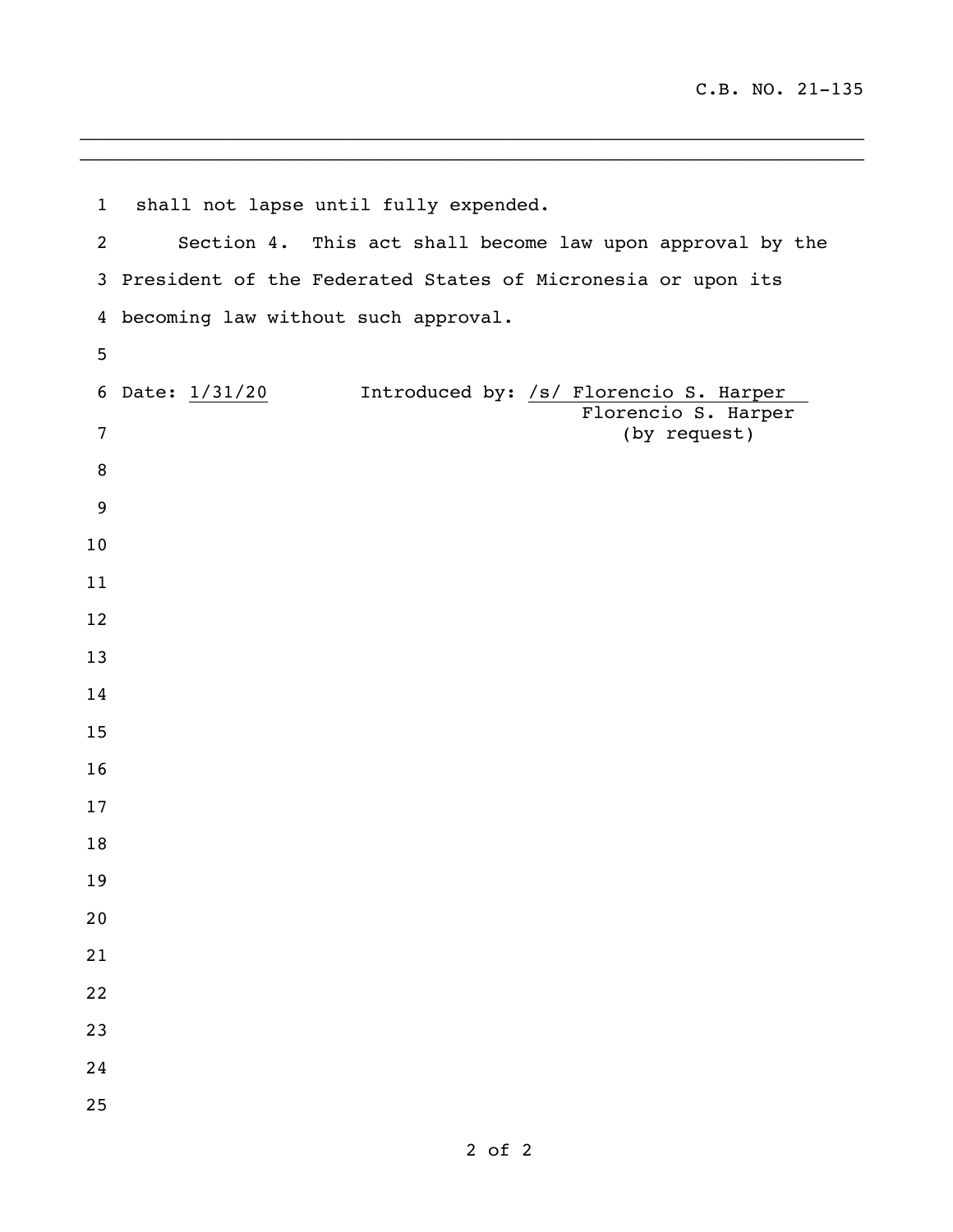shall not lapse until fully expended.

Section 4. This act shall become law upon approval by the President of the Federated States of Micronesia or upon its becoming law without such approval.

Date: 1/31/20 Introduced by: /s/ Florencio S. Harper

Florencio S. Harper
(by request)